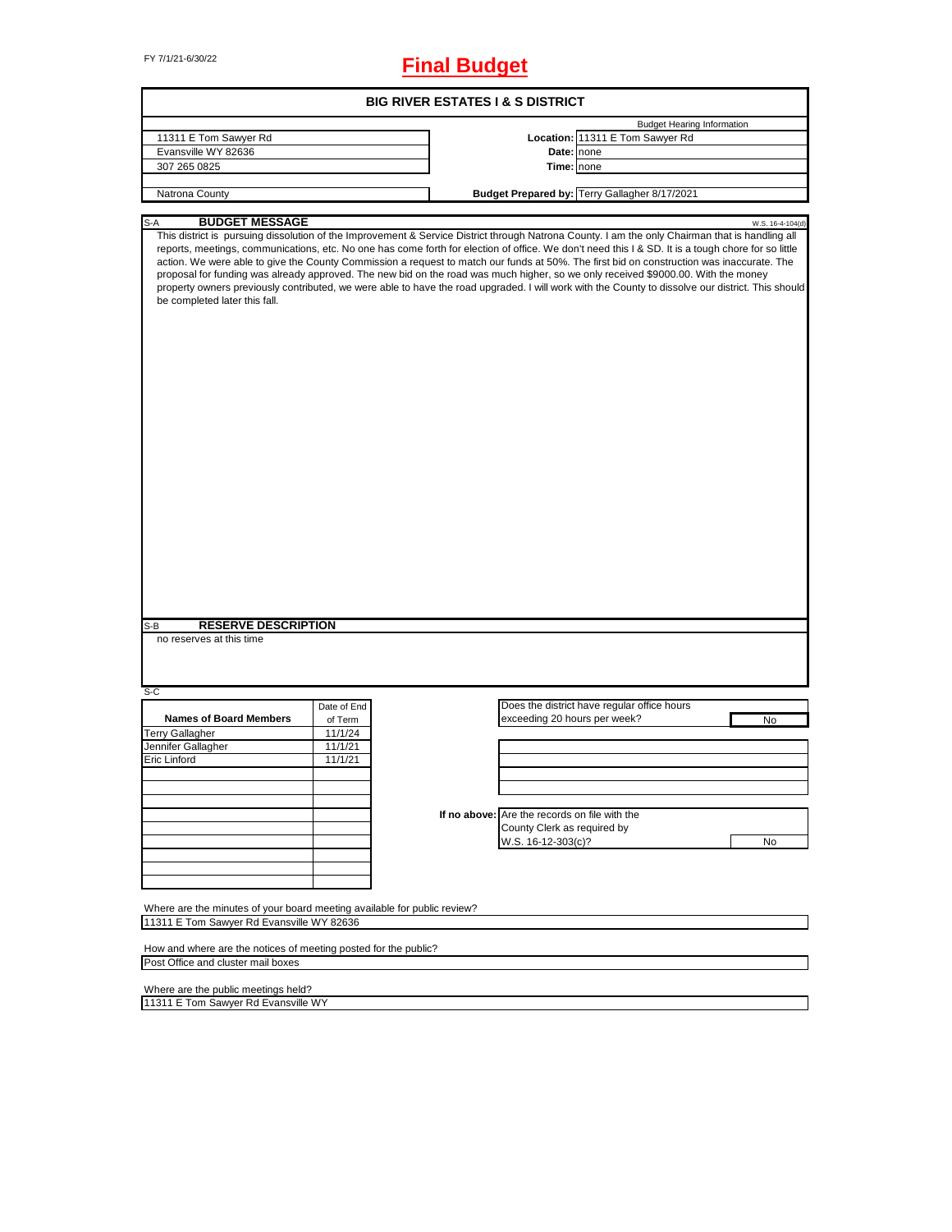FY 7/1/21-6/30/22

# Final Budget

## BIG RIVER ESTATES I & S DISTRICT

| | | Budget Hearing Information |
|---|---|---|
| 11311 E Tom Sawyer Rd | **Location:** | 11311 E Tom Sawyer Rd |
| Evansville WY 82636 | **Date:** | none |
| 307 265 0825 | **Time:** | none |
| Natrona County | **Budget Prepared by:** | Terry Gallagher 8/17/2021 |

### S-A BUDGET MESSAGE

W.S. 16-4-104(d)

This district is pursuing dissolution of the Improvement & Service District through Natrona County. I am the only Chairman that is handling all reports, meetings, communications, etc. No one has come forth for election of office. We don't need this I & SD. It is a tough chore for so little action. We were able to give the County Commission a request to match our funds at 50%. The first bid on construction was inaccurate. The proposal for funding was already approved. The new bid on the road was much higher, so we only received $9000.00. With the money property owners previously contributed, we were able to have the road upgraded. I will work with the County to dissolve our district. This should be completed later this fall.

### S-B RESERVE DESCRIPTION

no reserves at this time

### S-C

| Names of Board Members | Date of End of Term |
|---|---|
| Terry Gallagher | 11/1/24 |
| Jennifer Gallagher | 11/1/21 |
| Eric Linford | 11/1/21 |

Does the district have regular office hours exceeding 20 hours per week? No

**If no above:** Are the records on file with the County Clerk as required by W.S. 16-12-303(c)? No

Where are the minutes of your board meeting available for public review?
11311 E Tom Sawyer Rd Evansville WY 82636

How and where are the notices of meeting posted for the public?
Post Office and cluster mail boxes

Where are the public meetings held?
11311 E Tom Sawyer Rd Evansville WY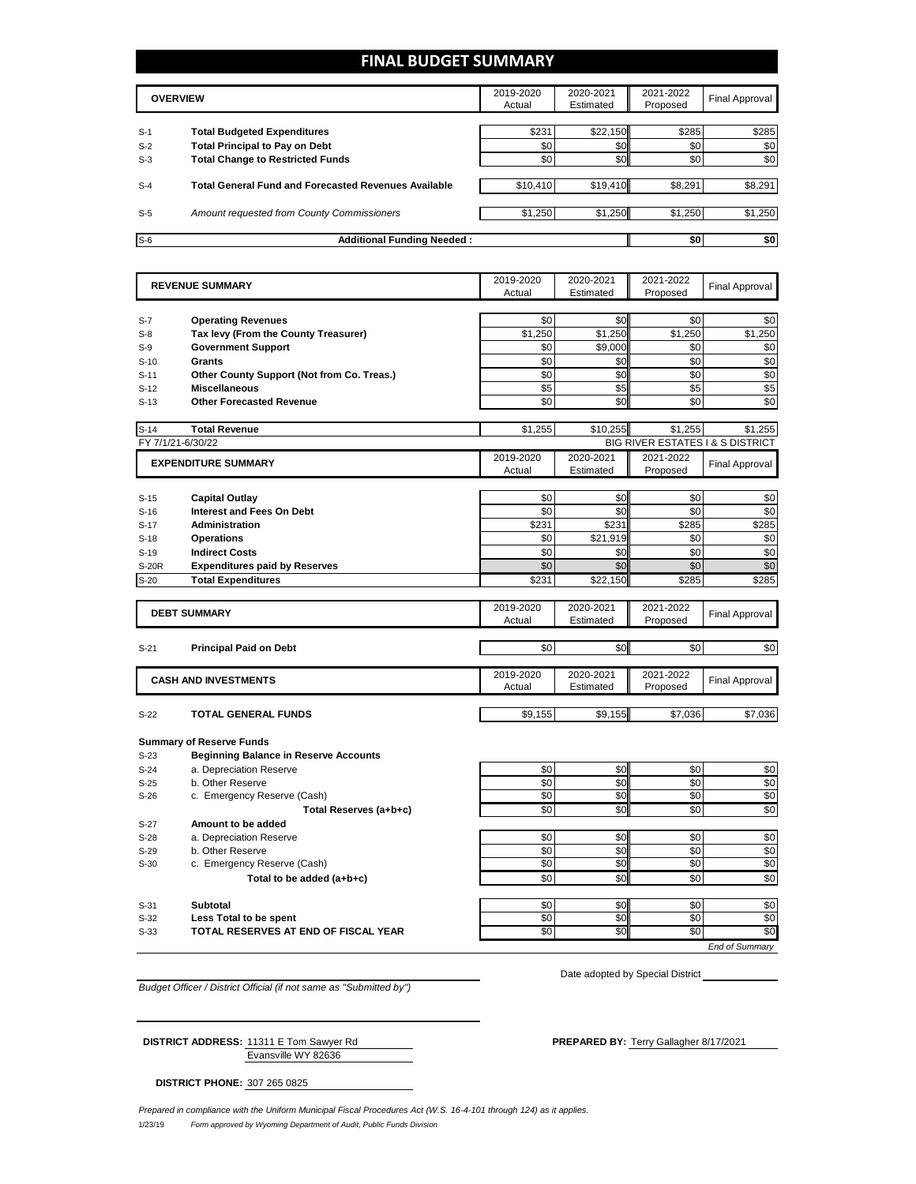# FINAL BUDGET SUMMARY

| | OVERVIEW | 2019-2020 Actual | 2020-2021 Estimated | 2021-2022 Proposed | Final Approval |
|---|---|---|---|---|---|
| S-1 | **Total Budgeted Expenditures** | $231 | $22,150 | $285 | $285 |
| S-2 | **Total Principal to Pay on Debt** | $0 | $0 | $0 | $0 |
| S-3 | **Total Change to Restricted Funds** | $0 | $0 | $0 | $0 |
| S-4 | **Total General Fund and Forecasted Revenues Available** | $10,410 | $19,410 | $8,291 | $8,291 |
| S-5 | *Amount requested from County Commissioners* | $1,250 | $1,250 | $1,250 | $1,250 |
| S-6 | **Additional Funding Needed :** | | | $0 | $0 |

| | REVENUE SUMMARY | 2019-2020 Actual | 2020-2021 Estimated | 2021-2022 Proposed | Final Approval |
|---|---|---|---|---|---|
| S-7 | **Operating Revenues** | $0 | $0 | $0 | $0 |
| S-8 | **Tax levy (From the County Treasurer)** | $1,250 | $1,250 | $1,250 | $1,250 |
| S-9 | **Government Support** | $0 | $9,000 | $0 | $0 |
| S-10 | **Grants** | $0 | $0 | $0 | $0 |
| S-11 | **Other County Support (Not from Co. Treas.)** | $0 | $0 | $0 | $0 |
| S-12 | **Miscellaneous** | $5 | $5 | $5 | $5 |
| S-13 | **Other Forecasted Revenue** | $0 | $0 | $0 | $0 |
| S-14 | **Total Revenue** | $1,255 | $10,255 | $1,255 | $1,255 |

FY 7/1/21-6/30/22 — BIG RIVER ESTATES I & S DISTRICT

| | EXPENDITURE SUMMARY | 2019-2020 Actual | 2020-2021 Estimated | 2021-2022 Proposed | Final Approval |
|---|---|---|---|---|---|
| S-15 | **Capital Outlay** | $0 | $0 | $0 | $0 |
| S-16 | **Interest and Fees On Debt** | $0 | $0 | $0 | $0 |
| S-17 | **Administration** | $231 | $231 | $285 | $285 |
| S-18 | **Operations** | $0 | $21,919 | $0 | $0 |
| S-19 | **Indirect Costs** | $0 | $0 | $0 | $0 |
| S-20R | **Expenditures paid by Reserves** | $0 | $0 | $0 | $0 |
| S-20 | **Total Expenditures** | $231 | $22,150 | $285 | $285 |

| | DEBT SUMMARY | 2019-2020 Actual | 2020-2021 Estimated | 2021-2022 Proposed | Final Approval |
|---|---|---|---|---|---|
| S-21 | **Principal Paid on Debt** | $0 | $0 | $0 | $0 |

| | CASH AND INVESTMENTS | 2019-2020 Actual | 2020-2021 Estimated | 2021-2022 Proposed | Final Approval |
|---|---|---|---|---|---|
| S-22 | **TOTAL GENERAL FUNDS** | $9,155 | $9,155 | $7,036 | $7,036 |

**Summary of Reserve Funds**

| | | 2019-2020 Actual | 2020-2021 Estimated | 2021-2022 Proposed | Final Approval |
|---|---|---|---|---|---|
| S-23 | **Beginning Balance in Reserve Accounts** | | | | |
| S-24 | a. Depreciation Reserve | $0 | $0 | $0 | $0 |
| S-25 | b. Other Reserve | $0 | $0 | $0 | $0 |
| S-26 | c. Emergency Reserve (Cash) | $0 | $0 | $0 | $0 |
| | **Total Reserves (a+b+c)** | $0 | $0 | $0 | $0 |
| S-27 | **Amount to be added** | | | | |
| S-28 | a. Depreciation Reserve | $0 | $0 | $0 | $0 |
| S-29 | b. Other Reserve | $0 | $0 | $0 | $0 |
| S-30 | c. Emergency Reserve (Cash) | $0 | $0 | $0 | $0 |
| | **Total to be added (a+b+c)** | $0 | $0 | $0 | $0 |
| S-31 | **Subtotal** | $0 | $0 | $0 | $0 |
| S-32 | **Less Total to be spent** | $0 | $0 | $0 | $0 |
| S-33 | **TOTAL RESERVES AT END OF FISCAL YEAR** | $0 | $0 | $0 | $0 |

*End of Summary*

*Budget Officer / District Official (if not same as "Submitted by")*

Date adopted by Special District

**DISTRICT ADDRESS:** 11311 E Tom Sawyer Rd
Evansville WY 82636

**PREPARED BY:** Terry Gallagher 8/17/2021

**DISTRICT PHONE:** 307 265 0825

*Prepared in compliance with the Uniform Municipal Fiscal Procedures Act (W.S. 16-4-101 through 124) as it applies.*

1/23/19 *Form approved by Wyoming Department of Audit, Public Funds Division*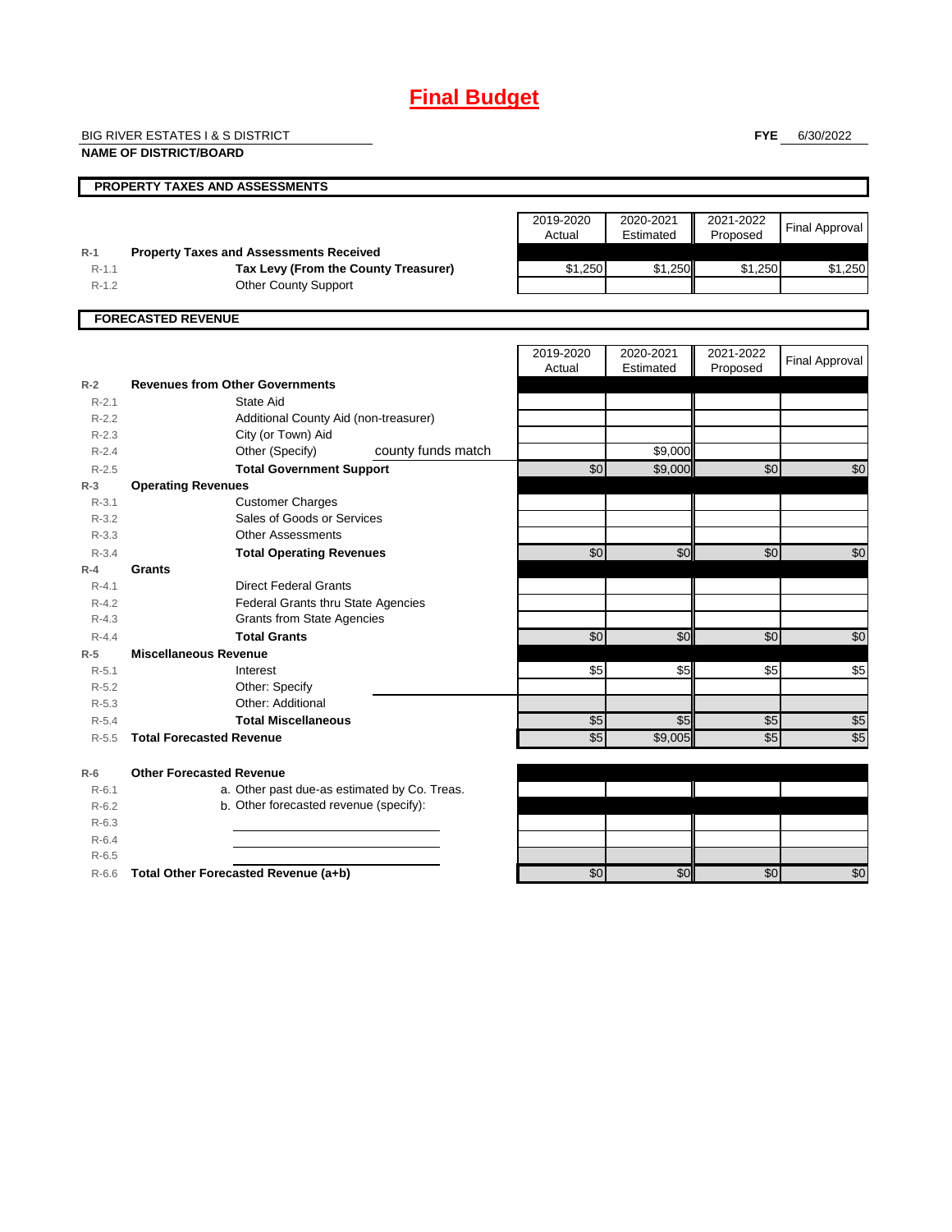# Final Budget

BIG RIVER ESTATES I & S DISTRICT
**NAME OF DISTRICT/BOARD**

**FYE** 6/30/2022

## PROPERTY TAXES AND ASSESSMENTS

| | | 2019-2020 Actual | 2020-2021 Estimated | 2021-2022 Proposed | Final Approval |
|---|---|---|---|---|---|
| R-1 | **Property Taxes and Assessments Received** | | | | |
| R-1.1 | **Tax Levy (From the County Treasurer)** | $1,250 | $1,250 | $1,250 | $1,250 |
| R-1.2 | Other County Support | | | | |

## FORECASTED REVENUE

| | | 2019-2020 Actual | 2020-2021 Estimated | 2021-2022 Proposed | Final Approval |
|---|---|---|---|---|---|
| R-2 | **Revenues from Other Governments** | | | | |
| R-2.1 | State Aid | | | | |
| R-2.2 | Additional County Aid (non-treasurer) | | | | |
| R-2.3 | City (or Town) Aid | | | | |
| R-2.4 | Other (Specify) county funds match | | $9,000 | | |
| R-2.5 | **Total Government Support** | $0 | $9,000 | $0 | $0 |
| R-3 | **Operating Revenues** | | | | |
| R-3.1 | Customer Charges | | | | |
| R-3.2 | Sales of Goods or Services | | | | |
| R-3.3 | Other Assessments | | | | |
| R-3.4 | **Total Operating Revenues** | $0 | $0 | $0 | $0 |
| R-4 | **Grants** | | | | |
| R-4.1 | Direct Federal Grants | | | | |
| R-4.2 | Federal Grants thru State Agencies | | | | |
| R-4.3 | Grants from State Agencies | | | | |
| R-4.4 | **Total Grants** | $0 | $0 | $0 | $0 |
| R-5 | **Miscellaneous Revenue** | | | | |
| R-5.1 | Interest | $5 | $5 | $5 | $5 |
| R-5.2 | Other: Specify | | | | |
| R-5.3 | Other: Additional | | | | |
| R-5.4 | **Total Miscellaneous** | $5 | $5 | $5 | $5 |
| R-5.5 | **Total Forecasted Revenue** | $5 | $9,005 | $5 | $5 |

| | | 2019-2020 Actual | 2020-2021 Estimated | 2021-2022 Proposed | Final Approval |
|---|---|---|---|---|---|
| R-6 | **Other Forecasted Revenue** | | | | |
| R-6.1 | a. Other past due-as estimated by Co. Treas. | | | | |
| R-6.2 | b. Other forecasted revenue (specify): | | | | |
| R-6.3 | | | | | |
| R-6.4 | | | | | |
| R-6.5 | | | | | |
| R-6.6 | **Total Other Forecasted Revenue (a+b)** | $0 | $0 | $0 | $0 |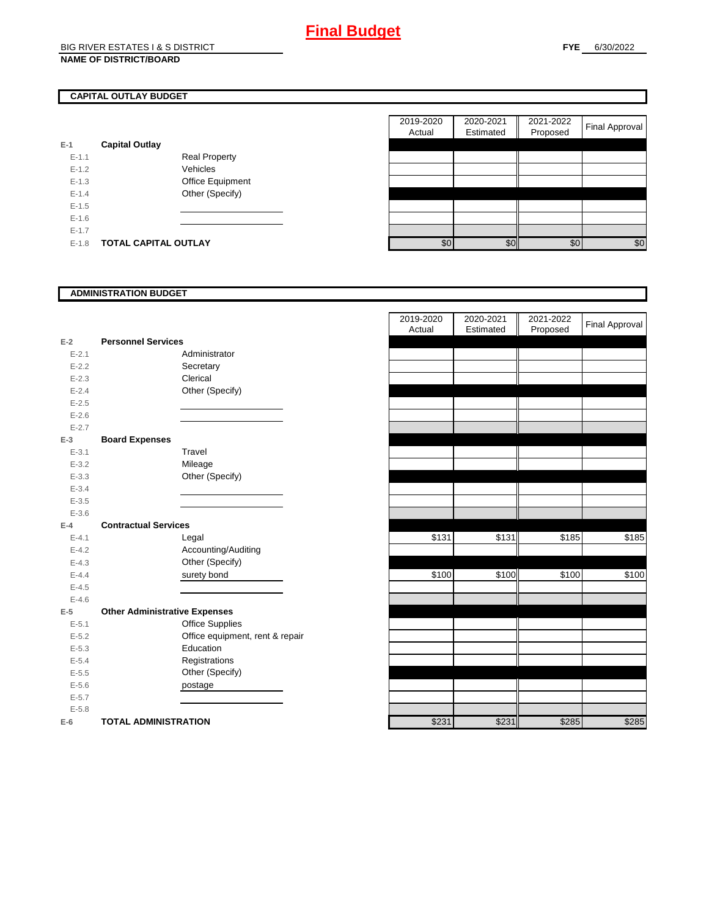# Final Budget

BIG RIVER ESTATES I & S DISTRICT

**NAME OF DISTRICT/BOARD**

**FYE** 6/30/2022

## CAPITAL OUTLAY BUDGET

| | | | 2019-2020 Actual | 2020-2021 Estimated | 2021-2022 Proposed | Final Approval |
|---|---|---|---|---|---|---|
| E-1 | **Capital Outlay** | | | | | |
| E-1.1 | | Real Property | | | | |
| E-1.2 | | Vehicles | | | | |
| E-1.3 | | Office Equipment | | | | |
| E-1.4 | | Other (Specify) | | | | |
| E-1.5 | | | | | | |
| E-1.6 | | | | | | |
| E-1.7 | | | | | | |
| E-1.8 | **TOTAL CAPITAL OUTLAY** | | $0 | $0 | $0 | $0 |

## ADMINISTRATION BUDGET

| | | | 2019-2020 Actual | 2020-2021 Estimated | 2021-2022 Proposed | Final Approval |
|---|---|---|---|---|---|---|
| E-2 | **Personnel Services** | | | | | |
| E-2.1 | | Administrator | | | | |
| E-2.2 | | Secretary | | | | |
| E-2.3 | | Clerical | | | | |
| E-2.4 | | Other (Specify) | | | | |
| E-2.5 | | | | | | |
| E-2.6 | | | | | | |
| E-2.7 | | | | | | |
| E-3 | **Board Expenses** | | | | | |
| E-3.1 | | Travel | | | | |
| E-3.2 | | Mileage | | | | |
| E-3.3 | | Other (Specify) | | | | |
| E-3.4 | | | | | | |
| E-3.5 | | | | | | |
| E-3.6 | | | | | | |
| E-4 | **Contractual Services** | | | | | |
| E-4.1 | | Legal | $131 | $131 | $185 | $185 |
| E-4.2 | | Accounting/Auditing | | | | |
| E-4.3 | | Other (Specify) | | | | |
| E-4.4 | | surety bond | $100 | $100 | $100 | $100 |
| E-4.5 | | | | | | |
| E-4.6 | | | | | | |
| E-5 | **Other Administrative Expenses** | | | | | |
| E-5.1 | | Office Supplies | | | | |
| E-5.2 | | Office equipment, rent & repair | | | | |
| E-5.3 | | Education | | | | |
| E-5.4 | | Registrations | | | | |
| E-5.5 | | Other (Specify) | | | | |
| E-5.6 | | postage | | | | |
| E-5.7 | | | | | | |
| E-5.8 | | | | | | |
| E-6 | **TOTAL ADMINISTRATION** | | $231 | $231 | $285 | $285 |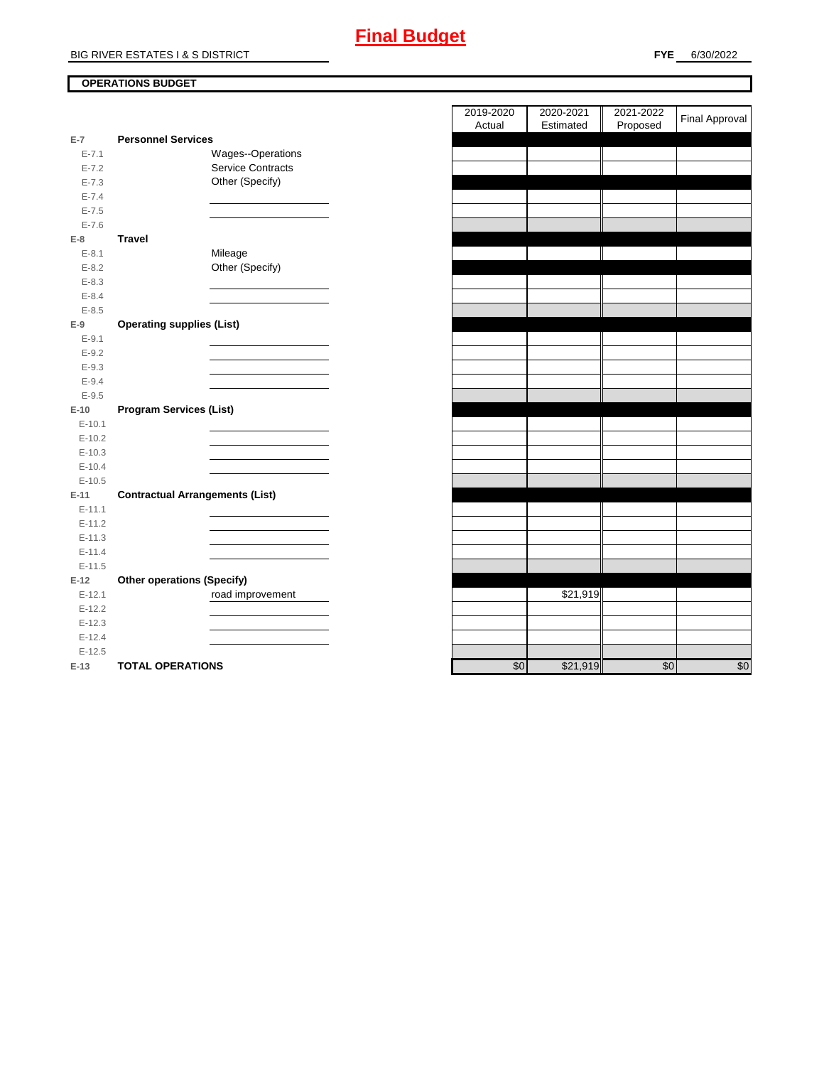# Final Budget

BIG RIVER ESTATES I & S DISTRICT

**FYE** 6/30/2022

**OPERATIONS BUDGET**

| | | | 2019-2020 Actual | 2020-2021 Estimated | 2021-2022 Proposed | Final Approval |
|---|---|---|---|---|---|---|
| **E-7** | **Personnel Services** | | | | | |
| E-7.1 | | Wages--Operations | | | | |
| E-7.2 | | Service Contracts | | | | |
| E-7.3 | | Other (Specify) | | | | |
| E-7.4 | | | | | | |
| E-7.5 | | | | | | |
| E-7.6 | | | | | | |
| **E-8** | **Travel** | | | | | |
| E-8.1 | | Mileage | | | | |
| E-8.2 | | Other (Specify) | | | | |
| E-8.3 | | | | | | |
| E-8.4 | | | | | | |
| E-8.5 | | | | | | |
| **E-9** | **Operating supplies (List)** | | | | | |
| E-9.1 | | | | | | |
| E-9.2 | | | | | | |
| E-9.3 | | | | | | |
| E-9.4 | | | | | | |
| E-9.5 | | | | | | |
| **E-10** | **Program Services (List)** | | | | | |
| E-10.1 | | | | | | |
| E-10.2 | | | | | | |
| E-10.3 | | | | | | |
| E-10.4 | | | | | | |
| E-10.5 | | | | | | |
| **E-11** | **Contractual Arrangements (List)** | | | | | |
| E-11.1 | | | | | | |
| E-11.2 | | | | | | |
| E-11.3 | | | | | | |
| E-11.4 | | | | | | |
| E-11.5 | | | | | | |
| **E-12** | **Other operations (Specify)** | | | | | |
| E-12.1 | | road improvement | | $21,919 | | |
| E-12.2 | | | | | | |
| E-12.3 | | | | | | |
| E-12.4 | | | | | | |
| E-12.5 | | | | | | |
| **E-13** | **TOTAL OPERATIONS** | | $0 | $21,919 | $0 | $0 |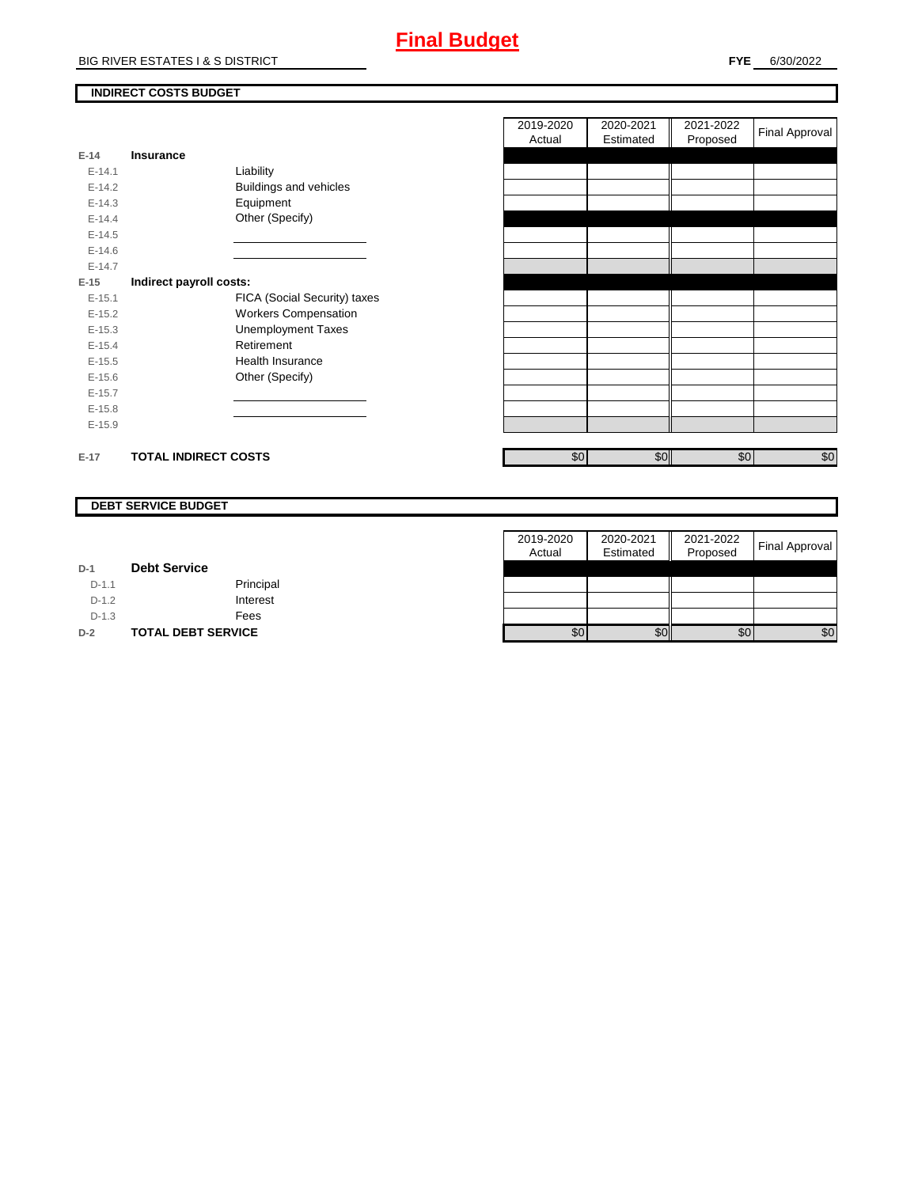# Final Budget

BIG RIVER ESTATES I & S DISTRICT

**FYE** 6/30/2022

**INDIRECT COSTS BUDGET**

| | | | 2019-2020 Actual | 2020-2021 Estimated | 2021-2022 Proposed | Final Approval |
|---|---|---|---|---|---|---|
| E-14 | **Insurance** | | | | | |
| E-14.1 | | Liability | | | | |
| E-14.2 | | Buildings and vehicles | | | | |
| E-14.3 | | Equipment | | | | |
| E-14.4 | | Other (Specify) | | | | |
| E-14.5 | | | | | | |
| E-14.6 | | | | | | |
| E-14.7 | | | | | | |
| E-15 | **Indirect payroll costs:** | | | | | |
| E-15.1 | | FICA (Social Security) taxes | | | | |
| E-15.2 | | Workers Compensation | | | | |
| E-15.3 | | Unemployment Taxes | | | | |
| E-15.4 | | Retirement | | | | |
| E-15.5 | | Health Insurance | | | | |
| E-15.6 | | Other (Specify) | | | | |
| E-15.7 | | | | | | |
| E-15.8 | | | | | | |
| E-15.9 | | | | | | |
| E-17 | **TOTAL INDIRECT COSTS** | | $0 | $0 | $0 | $0 |

**DEBT SERVICE BUDGET**

| | | | 2019-2020 Actual | 2020-2021 Estimated | 2021-2022 Proposed | Final Approval |
|---|---|---|---|---|---|---|
| D-1 | **Debt Service** | | | | | |
| D-1.1 | | Principal | | | | |
| D-1.2 | | Interest | | | | |
| D-1.3 | | Fees | | | | |
| D-2 | **TOTAL DEBT SERVICE** | | $0 | $0 | $0 | $0 |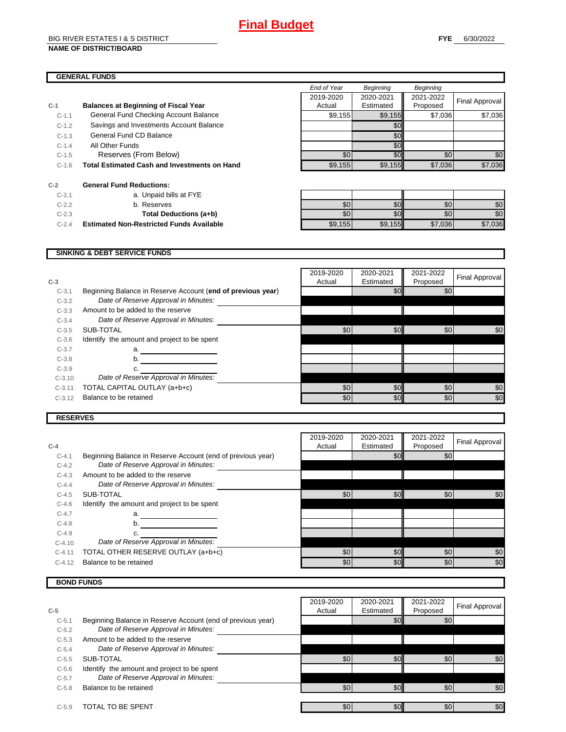# Final Budget

BIG RIVER ESTATES I & S DISTRICT

**NAME OF DISTRICT/BOARD**

**FYE** 6/30/2022

## GENERAL FUNDS

| | | End of Year 2019-2020 Actual | Beginning 2020-2021 Estimated | Beginning 2021-2022 Proposed | Final Approval |
|---|---|---|---|---|---|
| **C-1** | **Balances at Beginning of Fiscal Year** | | | | |
| C-1.1 | General Fund Checking Account Balance | $9,155 | $9,155 | $7,036 | $7,036 |
| C-1.2 | Savings and Investments Account Balance | | $0 | | |
| C-1.3 | General Fund CD Balance | | $0 | | |
| C-1.4 | All Other Funds | | $0 | | |
| C-1.5 | Reserves (From Below) | $0 | $0 | $0 | $0 |
| C-1.6 | **Total Estimated Cash and Investments on Hand** | $9,155 | $9,155 | $7,036 | $7,036 |
| **C-2** | **General Fund Reductions:** | | | | |
| C-2.1 | a. Unpaid bills at FYE | | | | |
| C-2.2 | b. Reserves | $0 | $0 | $0 | $0 |
| C-2.3 | **Total Deductions (a+b)** | $0 | $0 | $0 | $0 |
| C-2.4 | **Estimated Non-Restricted Funds Available** | $9,155 | $9,155 | $7,036 | $7,036 |

## SINKING & DEBT SERVICE FUNDS

| **C-3** | | 2019-2020 Actual | 2020-2021 Estimated | 2021-2022 Proposed | Final Approval |
|---|---|---|---|---|---|
| C-3.1 | Beginning Balance in Reserve Account (**end of previous year**) | | $0 | $0 | |
| C-3.2 | *Date of Reserve Approval in Minutes:* | | | | |
| C-3.3 | Amount to be added to the reserve | | | | |
| C-3.4 | *Date of Reserve Approval in Minutes:* | | | | |
| C-3.5 | SUB-TOTAL | $0 | $0 | $0 | $0 |
| C-3.6 | Identify the amount and project to be spent | | | | |
| C-3.7 | a. | | | | |
| C-3.8 | b. | | | | |
| C-3.9 | c. | | | | |
| C-3.10 | *Date of Reserve Approval in Minutes:* | | | | |
| C-3.11 | TOTAL CAPITAL OUTLAY (a+b+c) | $0 | $0 | $0 | $0 |
| C-3.12 | Balance to be retained | $0 | $0 | $0 | $0 |

## RESERVES

| **C-4** | | 2019-2020 Actual | 2020-2021 Estimated | 2021-2022 Proposed | Final Approval |
|---|---|---|---|---|---|
| C-4.1 | Beginning Balance in Reserve Account (end of previous year) | | $0 | $0 | |
| C-4.2 | *Date of Reserve Approval in Minutes:* | | | | |
| C-4.3 | Amount to be added to the reserve | | | | |
| C-4.4 | *Date of Reserve Approval in Minutes:* | | | | |
| C-4.5 | SUB-TOTAL | $0 | $0 | $0 | $0 |
| C-4.6 | Identify the amount and project to be spent | | | | |
| C-4.7 | a. | | | | |
| C-4.8 | b. | | | | |
| C-4.9 | c. | | | | |
| C-4.10 | *Date of Reserve Approval in Minutes:* | | | | |
| C-4.11 | TOTAL OTHER RESERVE OUTLAY (a+b+c) | $0 | $0 | $0 | $0 |
| C-4.12 | Balance to be retained | $0 | $0 | $0 | $0 |

## BOND FUNDS

| **C-5** | | 2019-2020 Actual | 2020-2021 Estimated | 2021-2022 Proposed | Final Approval |
|---|---|---|---|---|---|
| C-5.1 | Beginning Balance in Reserve Account (end of previous year) | | $0 | $0 | |
| C-5.2 | *Date of Reserve Approval in Minutes:* | | | | |
| C-5.3 | Amount to be added to the reserve | | | | |
| C-5.4 | *Date of Reserve Approval in Minutes:* | | | | |
| C-5.5 | SUB-TOTAL | $0 | $0 | $0 | $0 |
| C-5.6 | Identify the amount and project to be spent | | | | |
| C-5.7 | *Date of Reserve Approval in Minutes:* | | | | |
| C-5.8 | Balance to be retained | $0 | $0 | $0 | $0 |
| C-5.9 | TOTAL TO BE SPENT | $0 | $0 | $0 | $0 |